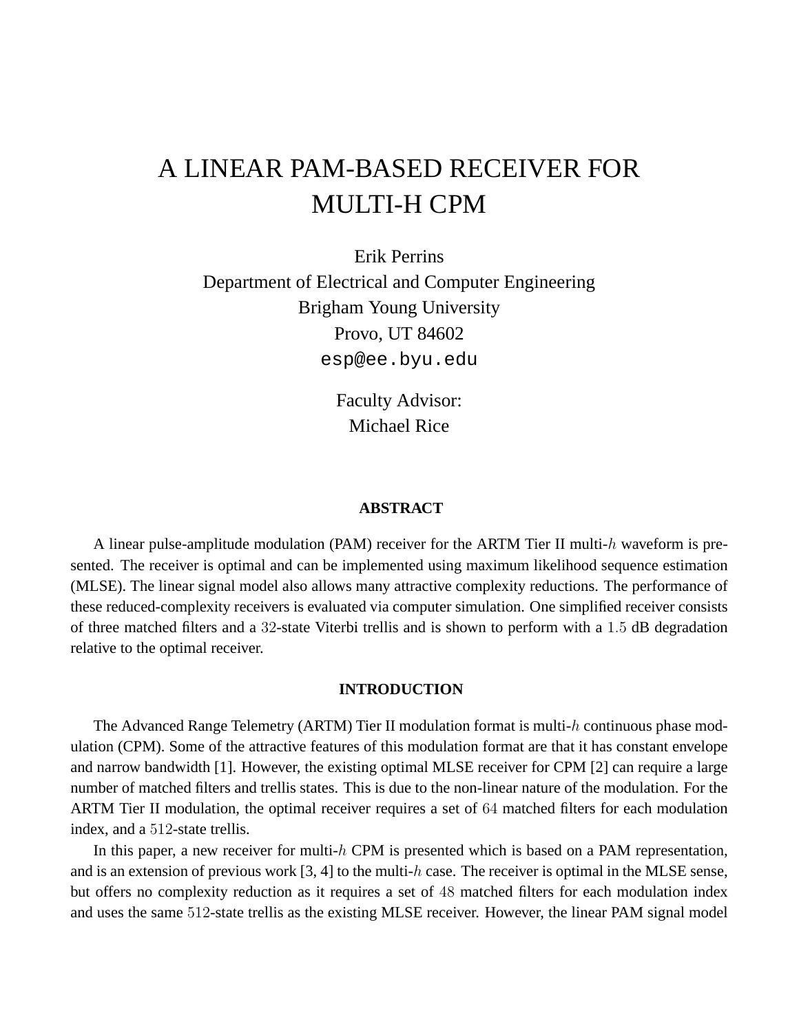# A LINEAR PAM-BASED RECEIVER FOR MULTI-H CPM

Erik Perrins
Department of Electrical and Computer Engineering
Brigham Young University
Provo, UT 84602
esp@ee.byu.edu

Faculty Advisor:
Michael Rice

## ABSTRACT

A linear pulse-amplitude modulation (PAM) receiver for the ARTM Tier II multi-$h$ waveform is presented. The receiver is optimal and can be implemented using maximum likelihood sequence estimation (MLSE). The linear signal model also allows many attractive complexity reductions. The performance of these reduced-complexity receivers is evaluated via computer simulation. One simplified receiver consists of three matched filters and a $32$-state Viterbi trellis and is shown to perform with a $1.5$ dB degradation relative to the optimal receiver.

## INTRODUCTION

The Advanced Range Telemetry (ARTM) Tier II modulation format is multi-$h$ continuous phase modulation (CPM). Some of the attractive features of this modulation format are that it has constant envelope and narrow bandwidth [1]. However, the existing optimal MLSE receiver for CPM [2] can require a large number of matched filters and trellis states. This is due to the non-linear nature of the modulation. For the ARTM Tier II modulation, the optimal receiver requires a set of $64$ matched filters for each modulation index, and a $512$-state trellis.

In this paper, a new receiver for multi-$h$ CPM is presented which is based on a PAM representation, and is an extension of previous work [3, 4] to the multi-$h$ case. The receiver is optimal in the MLSE sense, but offers no complexity reduction as it requires a set of $48$ matched filters for each modulation index and uses the same $512$-state trellis as the existing MLSE receiver. However, the linear PAM signal model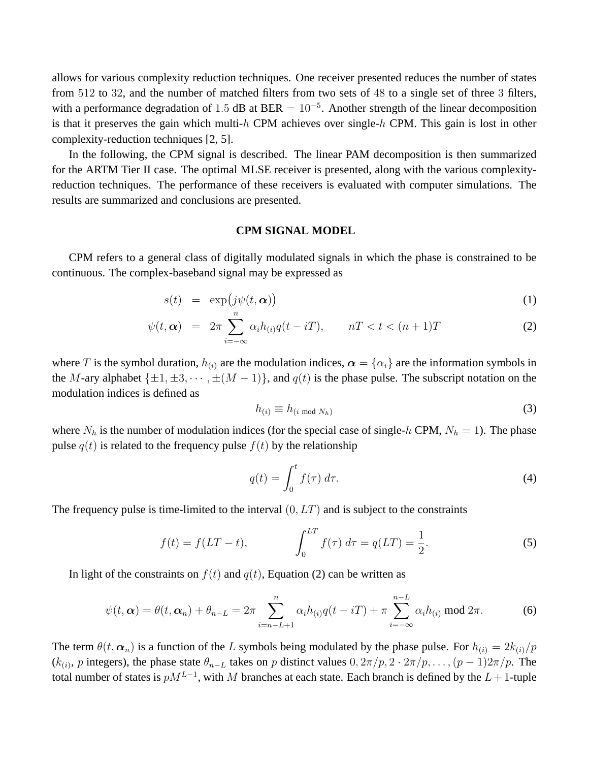allows for various complexity reduction techniques. One receiver presented reduces the number of states from $512$ to $32$, and the number of matched filters from two sets of $48$ to a single set of three $3$ filters, with a performance degradation of $1.5$ dB at BER $= 10^{-5}$. Another strength of the linear decomposition is that it preserves the gain which multi-$h$ CPM achieves over single-$h$ CPM. This gain is lost in other complexity-reduction techniques [2, 5].

In the following, the CPM signal is described. The linear PAM decomposition is then summarized for the ARTM Tier II case. The optimal MLSE receiver is presented, along with the various complexity-reduction techniques. The performance of these receivers is evaluated with computer simulations. The results are summarized and conclusions are presented.

## CPM SIGNAL MODEL

CPM refers to a general class of digitally modulated signals in which the phase is constrained to be continuous. The complex-baseband signal may be expressed as

$$s(t) \;=\; \exp\big(j\psi(t, \boldsymbol{\alpha})\big) \tag{1}$$

$$\psi(t, \boldsymbol{\alpha}) \;=\; 2\pi \sum_{i=-\infty}^{n} \alpha_i h_{(i)} q(t - iT), \qquad nT < t < (n+1)T \tag{2}$$

where $T$ is the symbol duration, $h_{(i)}$ are the modulation indices, $\boldsymbol{\alpha} = \{\alpha_i\}$ are the information symbols in the $M$-ary alphabet $\{\pm 1, \pm 3, \cdots, \pm(M-1)\}$, and $q(t)$ is the phase pulse. The subscript notation on the modulation indices is defined as

$$h_{(i)} \equiv h_{(i \bmod N_h)} \tag{3}$$

where $N_h$ is the number of modulation indices (for the special case of single-$h$ CPM, $N_h = 1$). The phase pulse $q(t)$ is related to the frequency pulse $f(t)$ by the relationship

$$q(t) = \int_0^t f(\tau)\, d\tau. \tag{4}$$

The frequency pulse is time-limited to the interval $(0, LT)$ and is subject to the constraints

$$f(t) = f(LT - t), \qquad\qquad \int_0^{LT} f(\tau)\, d\tau = q(LT) = \frac{1}{2}. \tag{5}$$

In light of the constraints on $f(t)$ and $q(t)$, Equation (2) can be written as

$$\psi(t, \boldsymbol{\alpha}) = \theta(t, \boldsymbol{\alpha}_n) + \theta_{n-L} = 2\pi \sum_{i=n-L+1}^{n} \alpha_i h_{(i)} q(t - iT) + \pi \sum_{i=-\infty}^{n-L} \alpha_i h_{(i)} \bmod 2\pi. \tag{6}$$

The term $\theta(t, \boldsymbol{\alpha}_n)$ is a function of the $L$ symbols being modulated by the phase pulse. For $h_{(i)} = 2k_{(i)}/p$ ($k_{(i)}$, $p$ integers), the phase state $\theta_{n-L}$ takes on $p$ distinct values $0, 2\pi/p, 2 \cdot 2\pi/p, \ldots, (p-1)2\pi/p$. The total number of states is $pM^{L-1}$, with $M$ branches at each state. Each branch is defined by the $L+1$-tuple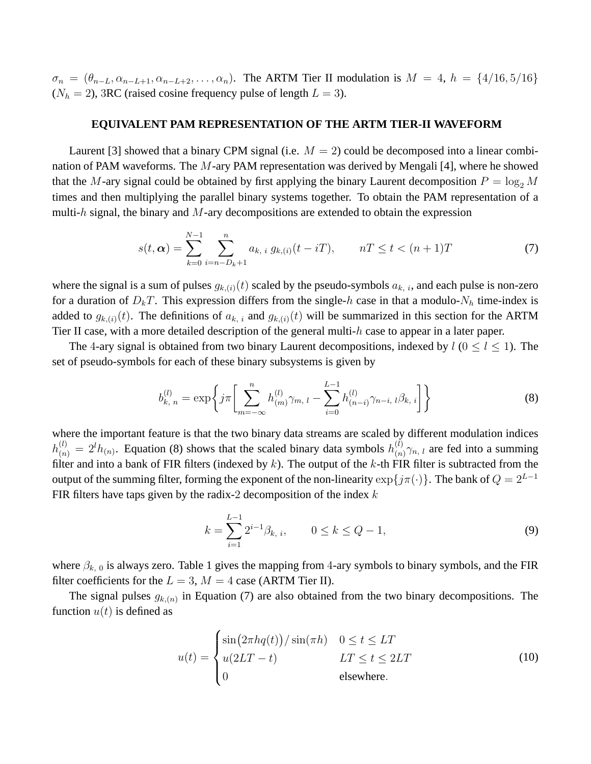$\sigma_n = (\theta_{n-L}, \alpha_{n-L+1}, \alpha_{n-L+2}, \ldots, \alpha_n)$. The ARTM Tier II modulation is $M = 4$, $h = \{4/16, 5/16\}$ ($N_h = 2$), 3RC (raised cosine frequency pulse of length $L = 3$).

## EQUIVALENT PAM REPRESENTATION OF THE ARTM TIER-II WAVEFORM

Laurent [3] showed that a binary CPM signal (i.e. $M = 2$) could be decomposed into a linear combination of PAM waveforms. The $M$-ary PAM representation was derived by Mengali [4], where he showed that the $M$-ary signal could be obtained by first applying the binary Laurent decomposition $P = \log_2 M$ times and then multiplying the parallel binary systems together. To obtain the PAM representation of a multi-$h$ signal, the binary and $M$-ary decompositions are extended to obtain the expression

$$s(t, \boldsymbol{\alpha}) = \sum_{k=0}^{N-1} \sum_{i=n-D_k+1}^{n} a_{k,\,i}\; g_{k,(i)}(t - iT), \qquad nT \le t < (n+1)T \tag{7}$$

where the signal is a sum of pulses $g_{k,(i)}(t)$ scaled by the pseudo-symbols $a_{k,\,i}$, and each pulse is non-zero for a duration of $D_k T$. This expression differs from the single-$h$ case in that a modulo-$N_h$ time-index is added to $g_{k,(i)}(t)$. The definitions of $a_{k,\,i}$ and $g_{k,(i)}(t)$ will be summarized in this section for the ARTM Tier II case, with a more detailed description of the general multi-$h$ case to appear in a later paper.

The 4-ary signal is obtained from two binary Laurent decompositions, indexed by $l$ ($0 \le l \le 1$). The set of pseudo-symbols for each of these binary subsystems is given by

$$b_{k,\,n}^{(l)} = \exp\left\{ j\pi \left[ \sum_{m=-\infty}^{n} h_{(m)}^{(l)} \gamma_{m,\,l} - \sum_{i=0}^{L-1} h_{(n-i)}^{(l)} \gamma_{n-i,\,l} \beta_{k,\,i} \right] \right\} \tag{8}$$

where the important feature is that the two binary data streams are scaled by different modulation indices $h_{(n)}^{(l)} = 2^l h_{(n)}$. Equation (8) shows that the scaled binary data symbols $h_{(n)}^{(l)} \gamma_{n,\,l}$ are fed into a summing filter and into a bank of FIR filters (indexed by $k$). The output of the $k$-th FIR filter is subtracted from the output of the summing filter, forming the exponent of the non-linearity $\exp\{j\pi(\cdot)\}$. The bank of $Q = 2^{L-1}$ FIR filters have taps given by the radix-2 decomposition of the index $k$

$$k = \sum_{i=1}^{L-1} 2^{i-1} \beta_{k,\,i}, \qquad 0 \le k \le Q - 1, \tag{9}$$

where $\beta_{k,\,0}$ is always zero. Table 1 gives the mapping from 4-ary symbols to binary symbols, and the FIR filter coefficients for the $L = 3$, $M = 4$ case (ARTM Tier II).

The signal pulses $g_{k,(n)}$ in Equation (7) are also obtained from the two binary decompositions. The function $u(t)$ is defined as

$$u(t) = \begin{cases} \sin\big(2\pi h q(t)\big) / \sin(\pi h) & 0 \le t \le LT \\ u(2LT - t) & LT \le t \le 2LT \\ 0 & \text{elsewhere}. \end{cases} \tag{10}$$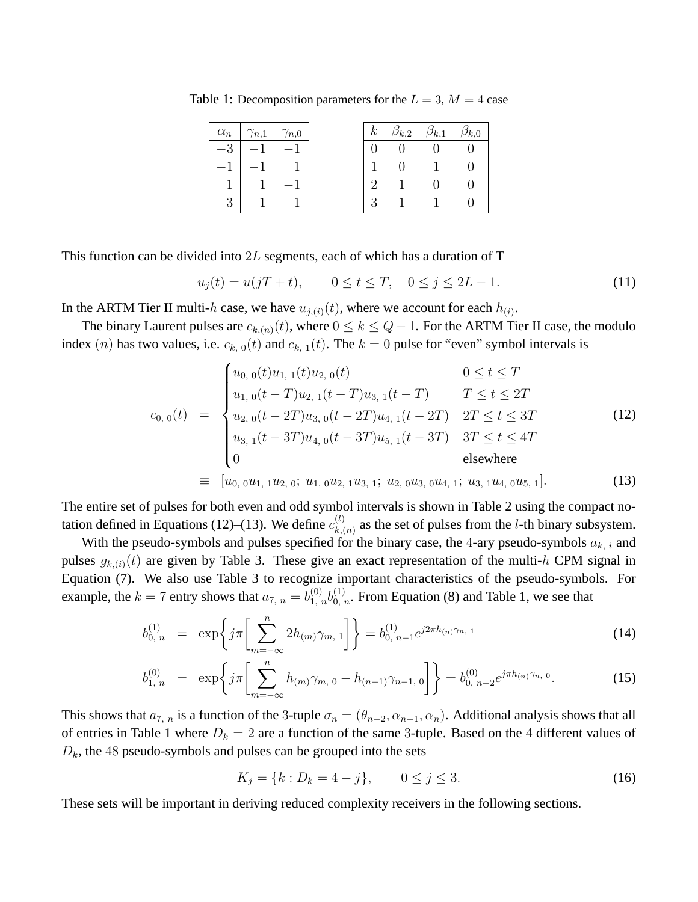Table 1: Decomposition parameters for the $L = 3$, $M = 4$ case

| $\alpha_n$ | $\gamma_{n,1}$ | $\gamma_{n,0}$ |
|---|---|---|
| $-3$ | $-1$ | $-1$ |
| $-1$ | $-1$ | $1$ |
| $1$ | $1$ | $-1$ |
| $3$ | $1$ | $1$ |

| $k$ | $\beta_{k,2}$ | $\beta_{k,1}$ | $\beta_{k,0}$ |
|---|---|---|---|
| $0$ | $0$ | $0$ | $0$ |
| $1$ | $0$ | $1$ | $0$ |
| $2$ | $1$ | $0$ | $0$ |
| $3$ | $1$ | $1$ | $0$ |

This function can be divided into $2L$ segments, each of which has a duration of T

$$u_j(t) = u(jT + t), \qquad 0 \le t \le T, \quad 0 \le j \le 2L - 1. \tag{11}$$

In the ARTM Tier II multi-$h$ case, we have $u_{j,(i)}(t)$, where we account for each $h_{(i)}$.

The binary Laurent pulses are $c_{k,(n)}(t)$, where $0 \le k \le Q - 1$. For the ARTM Tier II case, the modulo index $(n)$ has two values, i.e. $c_{k,\,0}(t)$ and $c_{k,\,1}(t)$. The $k = 0$ pulse for "even" symbol intervals is

$$c_{0,\,0}(t) = \begin{cases} u_{0,\,0}(t)u_{1,\,1}(t)u_{2,\,0}(t) & 0 \le t \le T \\ u_{1,\,0}(t-T)u_{2,\,1}(t-T)u_{3,\,1}(t-T) & T \le t \le 2T \\ u_{2,\,0}(t-2T)u_{3,\,0}(t-2T)u_{4,\,1}(t-2T) & 2T \le t \le 3T \\ u_{3,\,1}(t-3T)u_{4,\,0}(t-3T)u_{5,\,1}(t-3T) & 3T \le t \le 4T \\ 0 & \text{elsewhere} \end{cases} \tag{12}$$

$$\equiv \; [u_{0,\,0}u_{1,\,1}u_{2,\,0};\; u_{1,\,0}u_{2,\,1}u_{3,\,1};\; u_{2,\,0}u_{3,\,0}u_{4,\,1};\; u_{3,\,1}u_{4,\,0}u_{5,\,1}]. \tag{13}$$

The entire set of pulses for both even and odd symbol intervals is shown in Table 2 using the compact notation defined in Equations (12)–(13). We define $c^{(l)}_{k,(n)}$ as the set of pulses from the $l$-th binary subsystem.

With the pseudo-symbols and pulses specified for the binary case, the 4-ary pseudo-symbols $a_{k,\,i}$ and pulses $g_{k,(i)}(t)$ are given by Table 3. These give an exact representation of the multi-$h$ CPM signal in Equation (7). We also use Table 3 to recognize important characteristics of the pseudo-symbols. For example, the $k = 7$ entry shows that $a_{7,\,n} = b^{(0)}_{1,\,n}b^{(1)}_{0,\,n}$. From Equation (8) and Table 1, we see that

$$b^{(1)}_{0,\,n} = \exp\left\{j\pi\left[\sum_{m=-\infty}^{n} 2h_{(m)}\gamma_{m,\,1}\right]\right\} = b^{(1)}_{0,\,n-1}e^{j2\pi h_{(n)}\gamma_{n,\,1}} \tag{14}$$

$$b^{(0)}_{1,\,n} = \exp\left\{j\pi\left[\sum_{m=-\infty}^{n} h_{(m)}\gamma_{m,\,0} - h_{(n-1)}\gamma_{n-1,\,0}\right]\right\} = b^{(0)}_{0,\,n-2}e^{j\pi h_{(n)}\gamma_{n,\,0}}. \tag{15}$$

This shows that $a_{7,\,n}$ is a function of the 3-tuple $\sigma_n = (\theta_{n-2}, \alpha_{n-1}, \alpha_n)$. Additional analysis shows that all of entries in Table 1 where $D_k = 2$ are a function of the same 3-tuple. Based on the 4 different values of $D_k$, the 48 pseudo-symbols and pulses can be grouped into the sets

$$K_j = \{k : D_k = 4 - j\}, \qquad 0 \le j \le 3. \tag{16}$$

These sets will be important in deriving reduced complexity receivers in the following sections.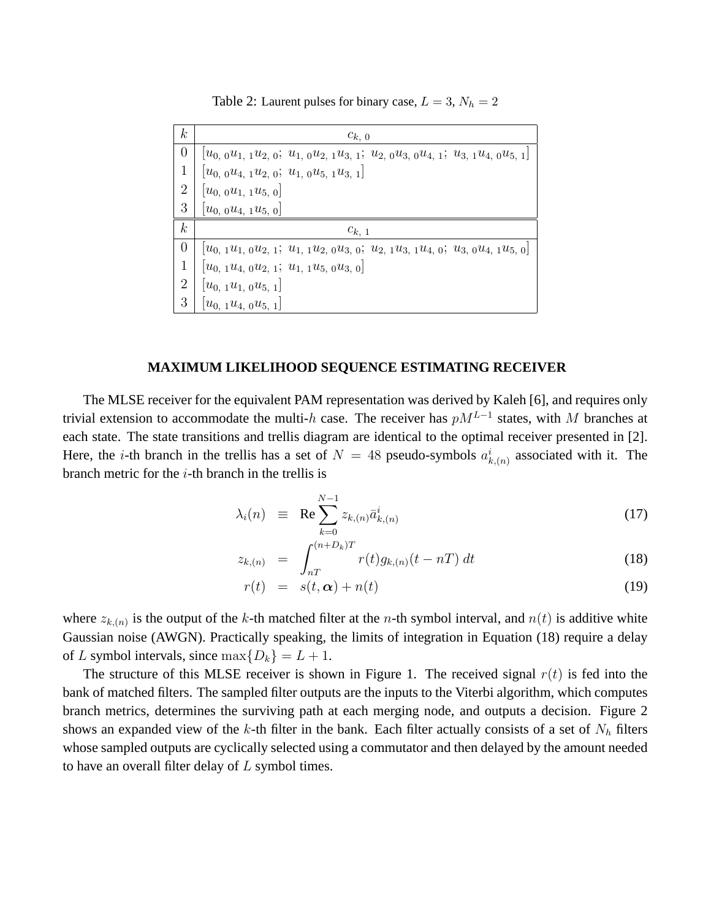Table 2: Laurent pulses for binary case, $L = 3$, $N_h = 2$

| $k$ | $c_{k,\,0}$ |
|---|---|
| 0 | $[u_{0,\,0}u_{1,\,1}u_{2,\,0};\ u_{1,\,0}u_{2,\,1}u_{3,\,1};\ u_{2,\,0}u_{3,\,0}u_{4,\,1};\ u_{3,\,1}u_{4,\,0}u_{5,\,1}]$ |
| 1 | $[u_{0,\,0}u_{4,\,1}u_{2,\,0};\ u_{1,\,0}u_{5,\,1}u_{3,\,1}]$ |
| 2 | $[u_{0,\,0}u_{1,\,1}u_{5,\,0}]$ |
| 3 | $[u_{0,\,0}u_{4,\,1}u_{5,\,0}]$ |
| $k$ | $c_{k,\,1}$ |
| 0 | $[u_{0,\,1}u_{1,\,0}u_{2,\,1};\ u_{1,\,1}u_{2,\,0}u_{3,\,0};\ u_{2,\,1}u_{3,\,1}u_{4,\,0};\ u_{3,\,0}u_{4,\,1}u_{5,\,0}]$ |
| 1 | $[u_{0,\,1}u_{4,\,0}u_{2,\,1};\ u_{1,\,1}u_{5,\,0}u_{3,\,0}]$ |
| 2 | $[u_{0,\,1}u_{1,\,0}u_{5,\,1}]$ |
| 3 | $[u_{0,\,1}u_{4,\,0}u_{5,\,1}]$ |

## MAXIMUM LIKELIHOOD SEQUENCE ESTIMATING RECEIVER

The MLSE receiver for the equivalent PAM representation was derived by Kaleh [6], and requires only trivial extension to accommodate the multi-$h$ case. The receiver has $pM^{L-1}$ states, with $M$ branches at each state. The state transitions and trellis diagram are identical to the optimal receiver presented in [2]. Here, the $i$-th branch in the trellis has a set of $N = 48$ pseudo-symbols $a^i_{k,(n)}$ associated with it. The branch metric for the $i$-th branch in the trellis is

$$\lambda_i(n) \equiv \mathrm{Re} \sum_{k=0}^{N-1} z_{k,(n)} \bar{a}^i_{k,(n)} \tag{17}$$

$$z_{k,(n)} = \int_{nT}^{(n+D_k)T} r(t) g_{k,(n)}(t - nT)\, dt \tag{18}$$

$$r(t) = s(t, \boldsymbol{\alpha}) + n(t) \tag{19}$$

where $z_{k,(n)}$ is the output of the $k$-th matched filter at the $n$-th symbol interval, and $n(t)$ is additive white Gaussian noise (AWGN). Practically speaking, the limits of integration in Equation (18) require a delay of $L$ symbol intervals, since $\max\{D_k\} = L + 1$.

The structure of this MLSE receiver is shown in Figure 1. The received signal $r(t)$ is fed into the bank of matched filters. The sampled filter outputs are the inputs to the Viterbi algorithm, which computes branch metrics, determines the surviving path at each merging node, and outputs a decision. Figure 2 shows an expanded view of the $k$-th filter in the bank. Each filter actually consists of a set of $N_h$ filters whose sampled outputs are cyclically selected using a commutator and then delayed by the amount needed to have an overall filter delay of $L$ symbol times.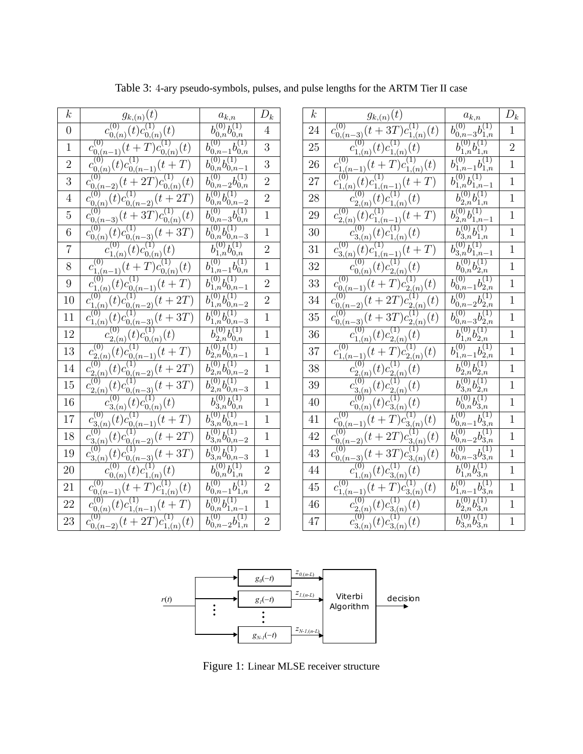Table 3: 4-ary pseudo-symbols, pulses, and pulse lengths for the ARTM Tier II case

| $k$ | $g_{k,(n)}(t)$ | $a_{k,n}$ | $D_k$ |
|---|---|---|---|
| 0 | $c^{(0)}_{0,(n)}(t)c^{(1)}_{0,(n)}(t)$ | $b^{(0)}_{0,n}b^{(1)}_{0,n}$ | 4 |
| 1 | $c^{(0)}_{0,(n-1)}(t+T)c^{(1)}_{0,(n)}(t)$ | $b^{(0)}_{0,n-1}b^{(1)}_{0,n}$ | 3 |
| 2 | $c^{(0)}_{0,(n)}(t)c^{(1)}_{0,(n-1)}(t+T)$ | $b^{(0)}_{0,n}b^{(1)}_{0,n-1}$ | 3 |
| 3 | $c^{(0)}_{0,(n-2)}(t+2T)c^{(1)}_{0,(n)}(t)$ | $b^{(0)}_{0,n-2}b^{(1)}_{0,n}$ | 2 |
| 4 | $c^{(0)}_{0,(n)}(t)c^{(1)}_{0,(n-2)}(t+2T)$ | $b^{(0)}_{0,n}b^{(1)}_{0,n-2}$ | 2 |
| 5 | $c^{(0)}_{0,(n-3)}(t+3T)c^{(1)}_{0,(n)}(t)$ | $b^{(0)}_{0,n-3}b^{(1)}_{0,n}$ | 1 |
| 6 | $c^{(0)}_{0,(n)}(t)c^{(1)}_{0,(n-3)}(t+3T)$ | $b^{(0)}_{0,n}b^{(1)}_{0,n-3}$ | 1 |
| 7 | $c^{(0)}_{1,(n)}(t)c^{(1)}_{0,(n)}(t)$ | $b^{(0)}_{1,n}b^{(1)}_{0,n}$ | 2 |
| 8 | $c^{(0)}_{1,(n-1)}(t+T)c^{(1)}_{0,(n)}(t)$ | $b^{(0)}_{1,n-1}b^{(1)}_{0,n}$ | 1 |
| 9 | $c^{(0)}_{1,(n)}(t)c^{(1)}_{0,(n-1)}(t+T)$ | $b^{(0)}_{1,n}b^{(1)}_{0,n-1}$ | 2 |
| 10 | $c^{(0)}_{1,(n)}(t)c^{(1)}_{0,(n-2)}(t+2T)$ | $b^{(0)}_{1,n}b^{(1)}_{0,n-2}$ | 2 |
| 11 | $c^{(0)}_{1,(n)}(t)c^{(1)}_{0,(n-3)}(t+3T)$ | $b^{(0)}_{1,n}b^{(1)}_{0,n-3}$ | 1 |
| 12 | $c^{(0)}_{2,(n)}(t)c^{(1)}_{0,(n)}(t)$ | $b^{(0)}_{2,n}b^{(1)}_{0,n}$ | 1 |
| 13 | $c^{(0)}_{2,(n)}(t)c^{(1)}_{0,(n-1)}(t+T)$ | $b^{(0)}_{2,n}b^{(1)}_{0,n-1}$ | 1 |
| 14 | $c^{(0)}_{2,(n)}(t)c^{(1)}_{0,(n-2)}(t+2T)$ | $b^{(0)}_{2,n}b^{(1)}_{0,n-2}$ | 1 |
| 15 | $c^{(0)}_{2,(n)}(t)c^{(1)}_{0,(n-3)}(t+3T)$ | $b^{(0)}_{2,n}b^{(1)}_{0,n-3}$ | 1 |
| 16 | $c^{(0)}_{3,(n)}(t)c^{(1)}_{0,(n)}(t)$ | $b^{(0)}_{3,n}b^{(1)}_{0,n}$ | 1 |
| 17 | $c^{(0)}_{3,(n)}(t)c^{(1)}_{0,(n-1)}(t+T)$ | $b^{(0)}_{3,n}b^{(1)}_{0,n-1}$ | 1 |
| 18 | $c^{(0)}_{3,(n)}(t)c^{(1)}_{0,(n-2)}(t+2T)$ | $b^{(0)}_{3,n}b^{(1)}_{0,n-2}$ | 1 |
| 19 | $c^{(0)}_{3,(n)}(t)c^{(1)}_{0,(n-3)}(t+3T)$ | $b^{(0)}_{3,n}b^{(1)}_{0,n-3}$ | 1 |
| 20 | $c^{(0)}_{0,(n)}(t)c^{(1)}_{1,(n)}(t)$ | $b^{(0)}_{0,n}b^{(1)}_{1,n}$ | 2 |
| 21 | $c^{(0)}_{0,(n-1)}(t+T)c^{(1)}_{1,(n)}(t)$ | $b^{(0)}_{0,n-1}b^{(1)}_{1,n}$ | 2 |
| 22 | $c^{(0)}_{0,(n)}(t)c^{(1)}_{1,(n-1)}(t+T)$ | $b^{(0)}_{0,n}b^{(1)}_{1,n-1}$ | 1 |
| 23 | $c^{(0)}_{0,(n-2)}(t+2T)c^{(1)}_{1,(n)}(t)$ | $b^{(0)}_{0,n-2}b^{(1)}_{1,n}$ | 2 |
| 24 | $c^{(0)}_{0,(n-3)}(t+3T)c^{(1)}_{1,(n)}(t)$ | $b^{(0)}_{0,n-3}b^{(1)}_{1,n}$ | 1 |
| 25 | $c^{(0)}_{1,(n)}(t)c^{(1)}_{1,(n)}(t)$ | $b^{(0)}_{1,n}b^{(1)}_{1,n}$ | 2 |
| 26 | $c^{(0)}_{1,(n-1)}(t+T)c^{(1)}_{1,(n)}(t)$ | $b^{(0)}_{1,n-1}b^{(1)}_{1,n}$ | 1 |
| 27 | $c^{(0)}_{1,(n)}(t)c^{(1)}_{1,(n-1)}(t+T)$ | $b^{(0)}_{1,n}b^{(1)}_{1,n-1}$ | 1 |
| 28 | $c^{(0)}_{2,(n)}(t)c^{(1)}_{1,(n)}(t)$ | $b^{(0)}_{2,n}b^{(1)}_{1,n}$ | 1 |
| 29 | $c^{(0)}_{2,(n)}(t)c^{(1)}_{1,(n-1)}(t+T)$ | $b^{(0)}_{2,n}b^{(1)}_{1,n-1}$ | 1 |
| 30 | $c^{(0)}_{3,(n)}(t)c^{(1)}_{1,(n)}(t)$ | $b^{(0)}_{3,n}b^{(1)}_{1,n}$ | 1 |
| 31 | $c^{(0)}_{3,(n)}(t)c^{(1)}_{1,(n-1)}(t+T)$ | $b^{(0)}_{3,n}b^{(1)}_{1,n-1}$ | 1 |
| 32 | $c^{(0)}_{0,(n)}(t)c^{(1)}_{2,(n)}(t)$ | $b^{(0)}_{0,n}b^{(1)}_{2,n}$ | 1 |
| 33 | $c^{(0)}_{0,(n-1)}(t+T)c^{(1)}_{2,(n)}(t)$ | $b^{(0)}_{0,n-1}b^{(1)}_{2,n}$ | 1 |
| 34 | $c^{(0)}_{0,(n-2)}(t+2T)c^{(1)}_{2,(n)}(t)$ | $b^{(0)}_{0,n-2}b^{(1)}_{2,n}$ | 1 |
| 35 | $c^{(0)}_{0,(n-3)}(t+3T)c^{(1)}_{2,(n)}(t)$ | $b^{(0)}_{0,n-3}b^{(1)}_{2,n}$ | 1 |
| 36 | $c^{(0)}_{1,(n)}(t)c^{(1)}_{2,(n)}(t)$ | $b^{(0)}_{1,n}b^{(1)}_{2,n}$ | 1 |
| 37 | $c^{(0)}_{1,(n-1)}(t+T)c^{(1)}_{2,(n)}(t)$ | $b^{(0)}_{1,n-1}b^{(1)}_{2,n}$ | 1 |
| 38 | $c^{(0)}_{2,(n)}(t)c^{(1)}_{2,(n)}(t)$ | $b^{(0)}_{2,n}b^{(1)}_{2,n}$ | 1 |
| 39 | $c^{(0)}_{3,(n)}(t)c^{(1)}_{2,(n)}(t)$ | $b^{(0)}_{3,n}b^{(1)}_{2,n}$ | 1 |
| 40 | $c^{(0)}_{0,(n)}(t)c^{(1)}_{3,(n)}(t)$ | $b^{(0)}_{0,n}b^{(1)}_{3,n}$ | 1 |
| 41 | $c^{(0)}_{0,(n-1)}(t+T)c^{(1)}_{3,(n)}(t)$ | $b^{(0)}_{0,n-1}b^{(1)}_{3,n}$ | 1 |
| 42 | $c^{(0)}_{0,(n-2)}(t+2T)c^{(1)}_{3,(n)}(t)$ | $b^{(0)}_{0,n-2}b^{(1)}_{3,n}$ | 1 |
| 43 | $c^{(0)}_{0,(n-3)}(t+3T)c^{(1)}_{3,(n)}(t)$ | $b^{(0)}_{0,n-3}b^{(1)}_{3,n}$ | 1 |
| 44 | $c^{(0)}_{1,(n)}(t)c^{(1)}_{3,(n)}(t)$ | $b^{(0)}_{1,n}b^{(1)}_{3,n}$ | 1 |
| 45 | $c^{(0)}_{1,(n-1)}(t+T)c^{(1)}_{3,(n)}(t)$ | $b^{(0)}_{1,n-1}b^{(1)}_{3,n}$ | 1 |
| 46 | $c^{(0)}_{2,(n)}(t)c^{(1)}_{3,(n)}(t)$ | $b^{(0)}_{2,n}b^{(1)}_{3,n}$ | 1 |
| 47 | $c^{(0)}_{3,(n)}(t)c^{(1)}_{3,(n)}(t)$ | $b^{(0)}_{3,n}b^{(1)}_{3,n}$ | 1 |

Figure 1: Linear MLSE receiver structure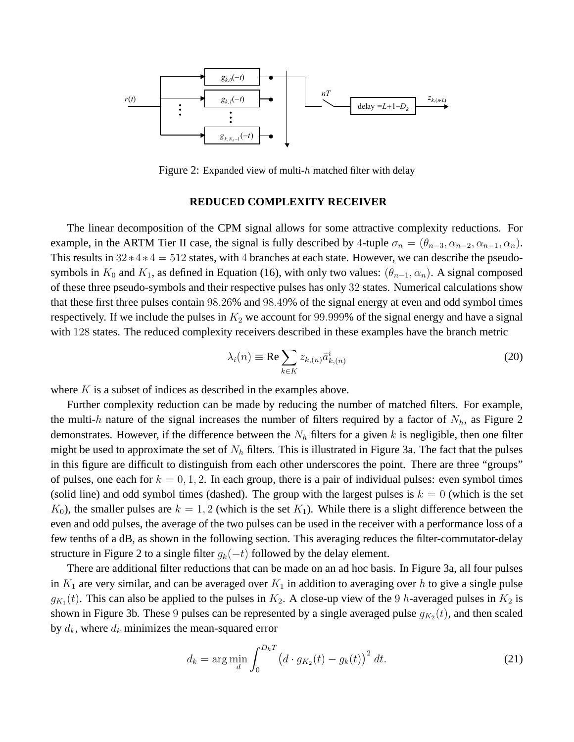Figure 2: Expanded view of multi-$h$ matched filter with delay

## REDUCED COMPLEXITY RECEIVER

The linear decomposition of the CPM signal allows for some attractive complexity reductions. For example, in the ARTM Tier II case, the signal is fully described by 4-tuple $\sigma_n = (\theta_{n-3}, \alpha_{n-2}, \alpha_{n-1}, \alpha_n)$. This results in $32 * 4 * 4 = 512$ states, with 4 branches at each state. However, we can describe the pseudo-symbols in $K_0$ and $K_1$, as defined in Equation (16), with only two values: $(\theta_{n-1}, \alpha_n)$. A signal composed of these three pseudo-symbols and their respective pulses has only 32 states. Numerical calculations show that these first three pulses contain 98.26% and 98.49% of the signal energy at even and odd symbol times respectively. If we include the pulses in $K_2$ we account for 99.999% of the signal energy and have a signal with 128 states. The reduced complexity receivers described in these examples have the branch metric

$$\lambda_i(n) \equiv \text{Re} \sum_{k \in K} z_{k,(n)} \bar{a}^i_{k,(n)} \tag{20}$$

where $K$ is a subset of indices as described in the examples above.

Further complexity reduction can be made by reducing the number of matched filters. For example, the multi-$h$ nature of the signal increases the number of filters required by a factor of $N_h$, as Figure 2 demonstrates. However, if the difference between the $N_h$ filters for a given $k$ is negligible, then one filter might be used to approximate the set of $N_h$ filters. This is illustrated in Figure 3a. The fact that the pulses in this figure are difficult to distinguish from each other underscores the point. There are three "groups" of pulses, one each for $k = 0, 1, 2$. In each group, there is a pair of individual pulses: even symbol times (solid line) and odd symbol times (dashed). The group with the largest pulses is $k = 0$ (which is the set $K_0$), the smaller pulses are $k = 1, 2$ (which is the set $K_1$). While there is a slight difference between the even and odd pulses, the average of the two pulses can be used in the receiver with a performance loss of a few tenths of a dB, as shown in the following section. This averaging reduces the filter-commutator-delay structure in Figure 2 to a single filter $g_k(-t)$ followed by the delay element.

There are additional filter reductions that can be made on an ad hoc basis. In Figure 3a, all four pulses in $K_1$ are very similar, and can be averaged over $K_1$ in addition to averaging over $h$ to give a single pulse $g_{K_1}(t)$. This can also be applied to the pulses in $K_2$. A close-up view of the 9 $h$-averaged pulses in $K_2$ is shown in Figure 3b. These 9 pulses can be represented by a single averaged pulse $g_{K_2}(t)$, and then scaled by $d_k$, where $d_k$ minimizes the mean-squared error

$$d_k = \arg\min_d \int_0^{D_k T} \left(d \cdot g_{K_2}(t) - g_k(t)\right)^2 dt. \tag{21}$$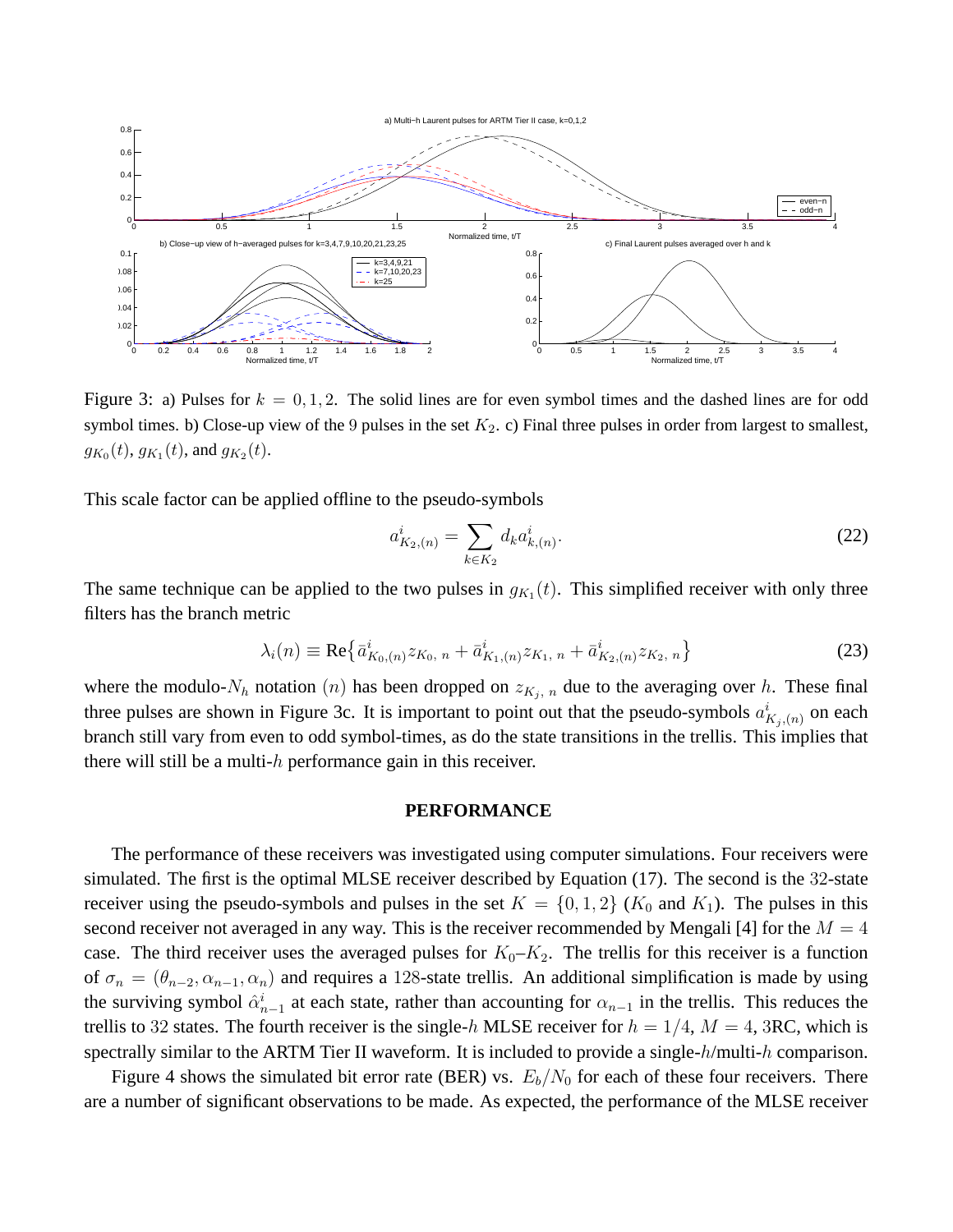Figure 3: a) Pulses for $k = 0, 1, 2$. The solid lines are for even symbol times and the dashed lines are for odd symbol times. b) Close-up view of the 9 pulses in the set $K_2$. c) Final three pulses in order from largest to smallest, $g_{K_0}(t)$, $g_{K_1}(t)$, and $g_{K_2}(t)$.

This scale factor can be applied offline to the pseudo-symbols

$$a^i_{K_2,(n)} = \sum_{k \in K_2} d_k a^i_{k,(n)}. \tag{22}$$

The same technique can be applied to the two pulses in $g_{K_1}(t)$. This simplified receiver with only three filters has the branch metric

$$\lambda_i(n) \equiv \text{Re}\left\{ \bar{a}^i_{K_0,(n)} z_{K_0,\,n} + \bar{a}^i_{K_1,(n)} z_{K_1,\,n} + \bar{a}^i_{K_2,(n)} z_{K_2,\,n} \right\} \tag{23}$$

where the modulo-$N_h$ notation $(n)$ has been dropped on $z_{K_j,\,n}$ due to the averaging over $h$. These final three pulses are shown in Figure 3c. It is important to point out that the pseudo-symbols $a^i_{K_j,(n)}$ on each branch still vary from even to odd symbol-times, as do the state transitions in the trellis. This implies that there will still be a multi-$h$ performance gain in this receiver.

## PERFORMANCE

The performance of these receivers was investigated using computer simulations. Four receivers were simulated. The first is the optimal MLSE receiver described by Equation (17). The second is the 32-state receiver using the pseudo-symbols and pulses in the set $K = \{0, 1, 2\}$ ($K_0$ and $K_1$). The pulses in this second receiver not averaged in any way. This is the receiver recommended by Mengali [4] for the $M = 4$ case. The third receiver uses the averaged pulses for $K_0$–$K_2$. The trellis for this receiver is a function of $\sigma_n = (\theta_{n-2}, \alpha_{n-1}, \alpha_n)$ and requires a 128-state trellis. An additional simplification is made by using the surviving symbol $\hat{\alpha}^i_{n-1}$ at each state, rather than accounting for $\alpha_{n-1}$ in the trellis. This reduces the trellis to 32 states. The fourth receiver is the single-$h$ MLSE receiver for $h = 1/4$, $M = 4$, 3RC, which is spectrally similar to the ARTM Tier II waveform. It is included to provide a single-$h$/multi-$h$ comparison.

Figure 4 shows the simulated bit error rate (BER) vs. $E_b/N_0$ for each of these four receivers. There are a number of significant observations to be made. As expected, the performance of the MLSE receiver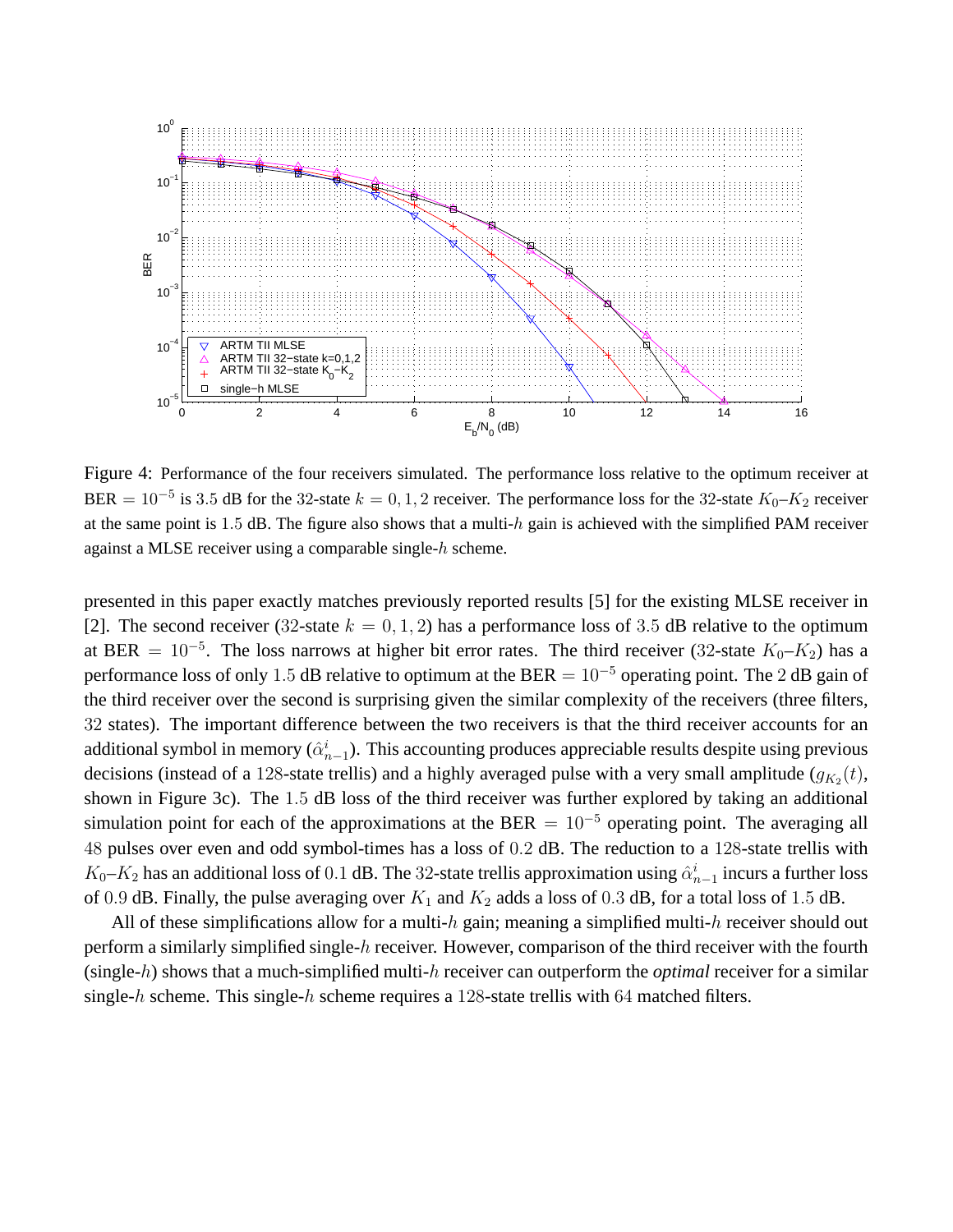Figure 4: Performance of the four receivers simulated. The performance loss relative to the optimum receiver at BER $= 10^{-5}$ is 3.5 dB for the 32-state $k = 0, 1, 2$ receiver. The performance loss for the 32-state $K_0$–$K_2$ receiver at the same point is 1.5 dB. The figure also shows that a multi-$h$ gain is achieved with the simplified PAM receiver against a MLSE receiver using a comparable single-$h$ scheme.

presented in this paper exactly matches previously reported results [5] for the existing MLSE receiver in [2]. The second receiver (32-state $k = 0, 1, 2$) has a performance loss of 3.5 dB relative to the optimum at BER $= 10^{-5}$. The loss narrows at higher bit error rates. The third receiver (32-state $K_0$–$K_2$) has a performance loss of only 1.5 dB relative to optimum at the BER $= 10^{-5}$ operating point. The 2 dB gain of the third receiver over the second is surprising given the similar complexity of the receivers (three filters, 32 states). The important difference between the two receivers is that the third receiver accounts for an additional symbol in memory ($\hat{\alpha}^i_{n-1}$). This accounting produces appreciable results despite using previous decisions (instead of a 128-state trellis) and a highly averaged pulse with a very small amplitude ($g_{K_2}(t)$, shown in Figure 3c). The 1.5 dB loss of the third receiver was further explored by taking an additional simulation point for each of the approximations at the BER $= 10^{-5}$ operating point. The averaging all 48 pulses over even and odd symbol-times has a loss of 0.2 dB. The reduction to a 128-state trellis with $K_0$–$K_2$ has an additional loss of 0.1 dB. The 32-state trellis approximation using $\hat{\alpha}^i_{n-1}$ incurs a further loss of 0.9 dB. Finally, the pulse averaging over $K_1$ and $K_2$ adds a loss of 0.3 dB, for a total loss of 1.5 dB.

All of these simplifications allow for a multi-$h$ gain; meaning a simplified multi-$h$ receiver should out perform a similarly simplified single-$h$ receiver. However, comparison of the third receiver with the fourth (single-$h$) shows that a much-simplified multi-$h$ receiver can outperform the *optimal* receiver for a similar single-$h$ scheme. This single-$h$ scheme requires a 128-state trellis with 64 matched filters.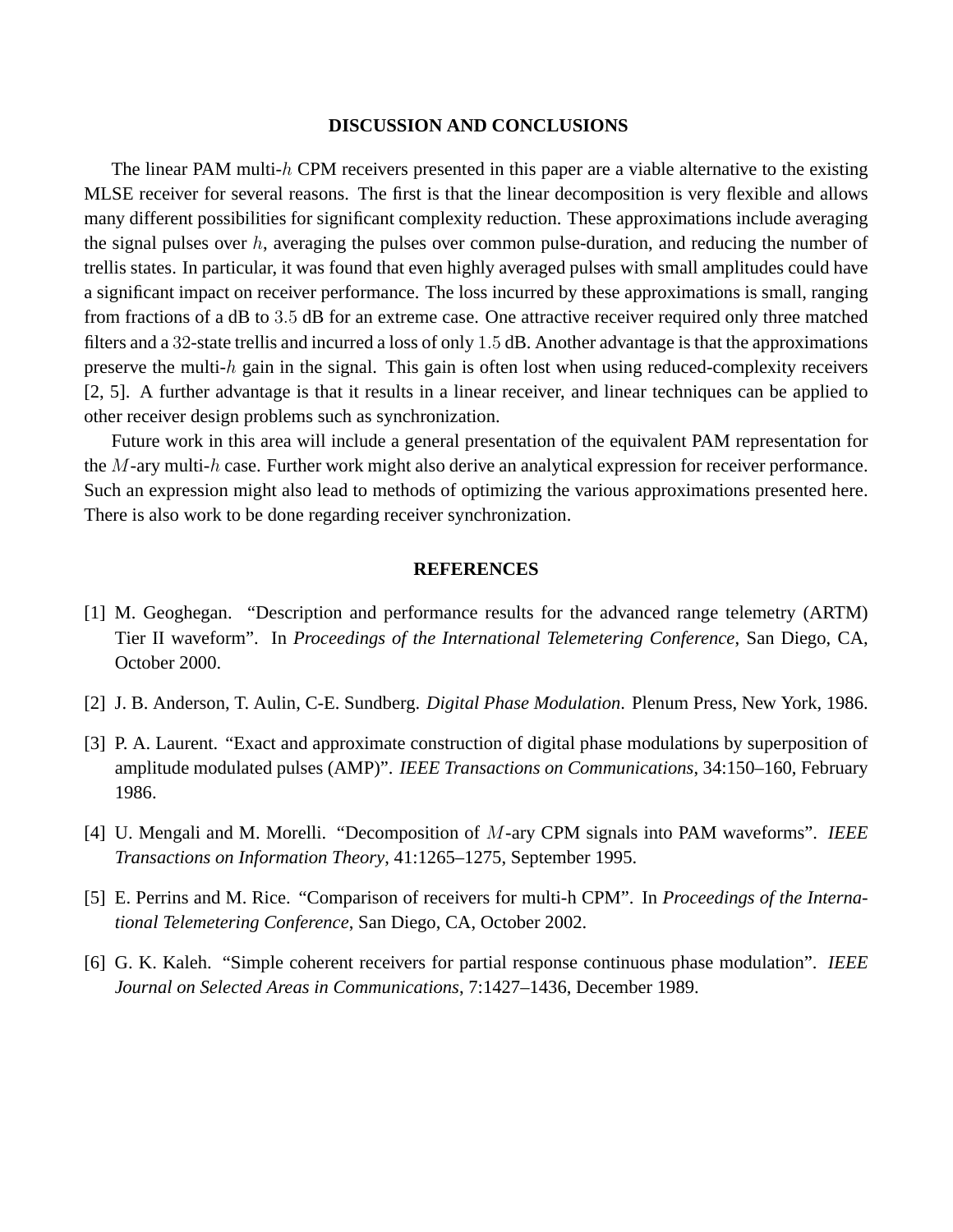## DISCUSSION AND CONCLUSIONS

The linear PAM multi-$h$ CPM receivers presented in this paper are a viable alternative to the existing MLSE receiver for several reasons. The first is that the linear decomposition is very flexible and allows many different possibilities for significant complexity reduction. These approximations include averaging the signal pulses over $h$, averaging the pulses over common pulse-duration, and reducing the number of trellis states. In particular, it was found that even highly averaged pulses with small amplitudes could have a significant impact on receiver performance. The loss incurred by these approximations is small, ranging from fractions of a dB to $3.5$ dB for an extreme case. One attractive receiver required only three matched filters and a $32$-state trellis and incurred a loss of only $1.5$ dB. Another advantage is that the approximations preserve the multi-$h$ gain in the signal. This gain is often lost when using reduced-complexity receivers [2, 5]. A further advantage is that it results in a linear receiver, and linear techniques can be applied to other receiver design problems such as synchronization.

Future work in this area will include a general presentation of the equivalent PAM representation for the $M$-ary multi-$h$ case. Further work might also derive an analytical expression for receiver performance. Such an expression might also lead to methods of optimizing the various approximations presented here. There is also work to be done regarding receiver synchronization.

## REFERENCES

[1] M. Geoghegan. "Description and performance results for the advanced range telemetry (ARTM) Tier II waveform". In *Proceedings of the International Telemetering Conference*, San Diego, CA, October 2000.

[2] J. B. Anderson, T. Aulin, C-E. Sundberg. *Digital Phase Modulation*. Plenum Press, New York, 1986.

[3] P. A. Laurent. "Exact and approximate construction of digital phase modulations by superposition of amplitude modulated pulses (AMP)". *IEEE Transactions on Communications*, 34:150–160, February 1986.

[4] U. Mengali and M. Morelli. "Decomposition of $M$-ary CPM signals into PAM waveforms". *IEEE Transactions on Information Theory*, 41:1265–1275, September 1995.

[5] E. Perrins and M. Rice. "Comparison of receivers for multi-h CPM". In *Proceedings of the International Telemetering Conference*, San Diego, CA, October 2002.

[6] G. K. Kaleh. "Simple coherent receivers for partial response continuous phase modulation". *IEEE Journal on Selected Areas in Communications*, 7:1427–1436, December 1989.